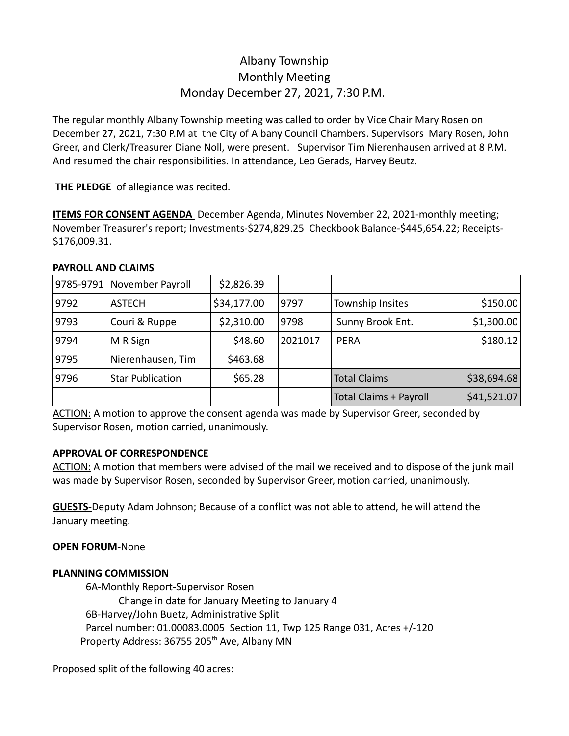# Albany Township
# Monthly Meeting
# Monday December 27, 2021, 7:30 P.M.

The regular monthly Albany Township meeting was called to order by Vice Chair Mary Rosen on December 27, 2021, 7:30 P.M at the City of Albany Council Chambers. Supervisors Mary Rosen, John Greer, and Clerk/Treasurer Diane Noll, were present. Supervisor Tim Nierenhausen arrived at 8 P.M. And resumed the chair responsibilities. In attendance, Leo Gerads, Harvey Beutz.

**THE PLEDGE** of allegiance was recited.

**ITEMS FOR CONSENT AGENDA** December Agenda, Minutes November 22, 2021-monthly meeting; November Treasurer's report; Investments-$274,829.25 Checkbook Balance-$445,654.22; Receipts-$176,009.31.

**PAYROLL AND CLAIMS**

| | | | | | | |
|---|---|---|---|---|---|---|
| 9785-9791 | November Payroll | $2,826.39 | | | | |
| 9792 | ASTECH | $34,177.00 | | 9797 | Township Insites | $150.00 |
| 9793 | Couri & Ruppe | $2,310.00 | | 9798 | Sunny Brook Ent. | $1,300.00 |
| 9794 | M R Sign | $48.60 | | 2021017 | PERA | $180.12 |
| 9795 | Nierenhausen, Tim | $463.68 | | | | |
| 9796 | Star Publication | $65.28 | | | Total Claims | $38,694.68 |
| | | | | | Total Claims + Payroll | $41,521.07 |

ACTION: A motion to approve the consent agenda was made by Supervisor Greer, seconded by Supervisor Rosen, motion carried, unanimously.

**APPROVAL OF CORRESPONDENCE**

ACTION: A motion that members were advised of the mail we received and to dispose of the junk mail was made by Supervisor Rosen, seconded by Supervisor Greer, motion carried, unanimously.

**GUESTS-**Deputy Adam Johnson; Because of a conflict was not able to attend, he will attend the January meeting.

**OPEN FORUM-**None

**PLANNING COMMISSION**

6A-Monthly Report-Supervisor Rosen

Change in date for January Meeting to January 4

6B-Harvey/John Buetz, Administrative Split

Parcel number: 01.00083.0005 Section 11, Twp 125 Range 031, Acres +/-120

Property Address: 36755 205th Ave, Albany MN

Proposed split of the following 40 acres: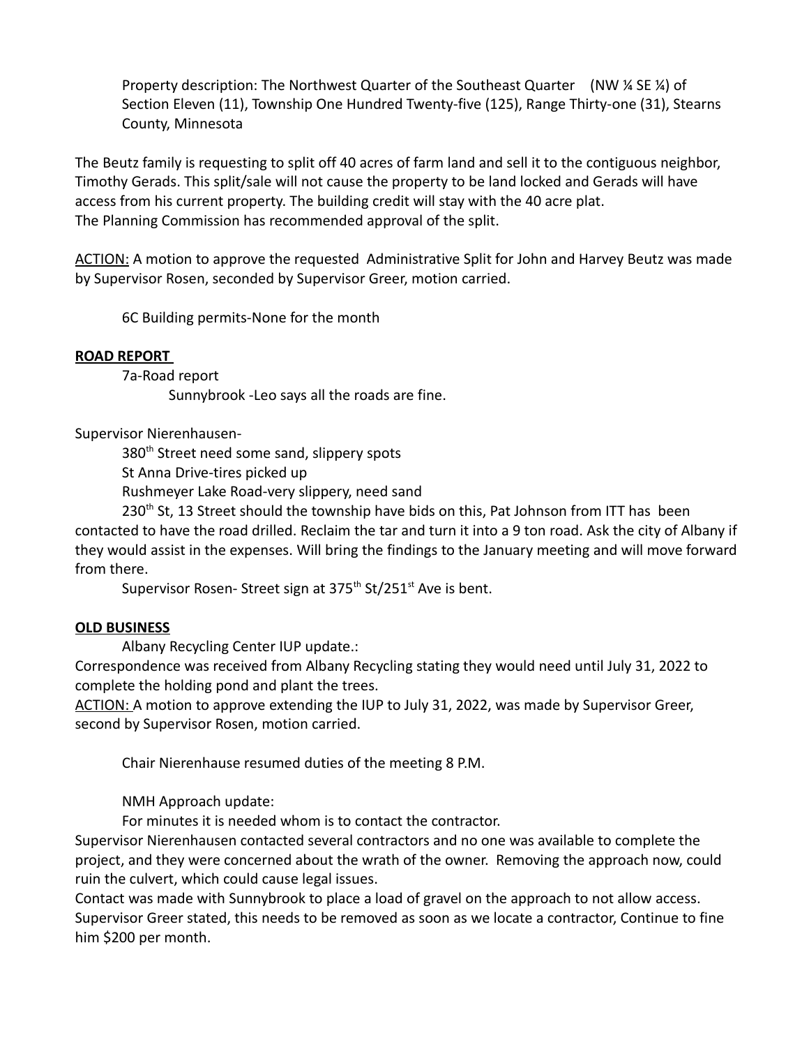Property description: The Northwest Quarter of the Southeast Quarter (NW ¼ SE ¼) of Section Eleven (11), Township One Hundred Twenty-five (125), Range Thirty-one (31), Stearns County, Minnesota

The Beutz family is requesting to split off 40 acres of farm land and sell it to the contiguous neighbor, Timothy Gerads. This split/sale will not cause the property to be land locked and Gerads will have access from his current property. The building credit will stay with the 40 acre plat.
The Planning Commission has recommended approval of the split.

ACTION: A motion to approve the requested Administrative Split for John and Harvey Beutz was made by Supervisor Rosen, seconded by Supervisor Greer, motion carried.

6C Building permits-None for the month

**ROAD REPORT**

7a-Road report

Sunnybrook -Leo says all the roads are fine.

Supervisor Nierenhausen-

380th Street need some sand, slippery spots

St Anna Drive-tires picked up

Rushmeyer Lake Road-very slippery, need sand

230th St, 13 Street should the township have bids on this, Pat Johnson from ITT has been contacted to have the road drilled. Reclaim the tar and turn it into a 9 ton road. Ask the city of Albany if they would assist in the expenses. Will bring the findings to the January meeting and will move forward from there.

Supervisor Rosen- Street sign at 375th St/251st Ave is bent.

**OLD BUSINESS**

Albany Recycling Center IUP update.:

Correspondence was received from Albany Recycling stating they would need until July 31, 2022 to complete the holding pond and plant the trees.

ACTION: A motion to approve extending the IUP to July 31, 2022, was made by Supervisor Greer, second by Supervisor Rosen, motion carried.

Chair Nierenhause resumed duties of the meeting 8 P.M.

NMH Approach update:

For minutes it is needed whom is to contact the contractor.

Supervisor Nierenhausen contacted several contractors and no one was available to complete the project, and they were concerned about the wrath of the owner. Removing the approach now, could ruin the culvert, which could cause legal issues.

Contact was made with Sunnybrook to place a load of gravel on the approach to not allow access. Supervisor Greer stated, this needs to be removed as soon as we locate a contractor, Continue to fine him $200 per month.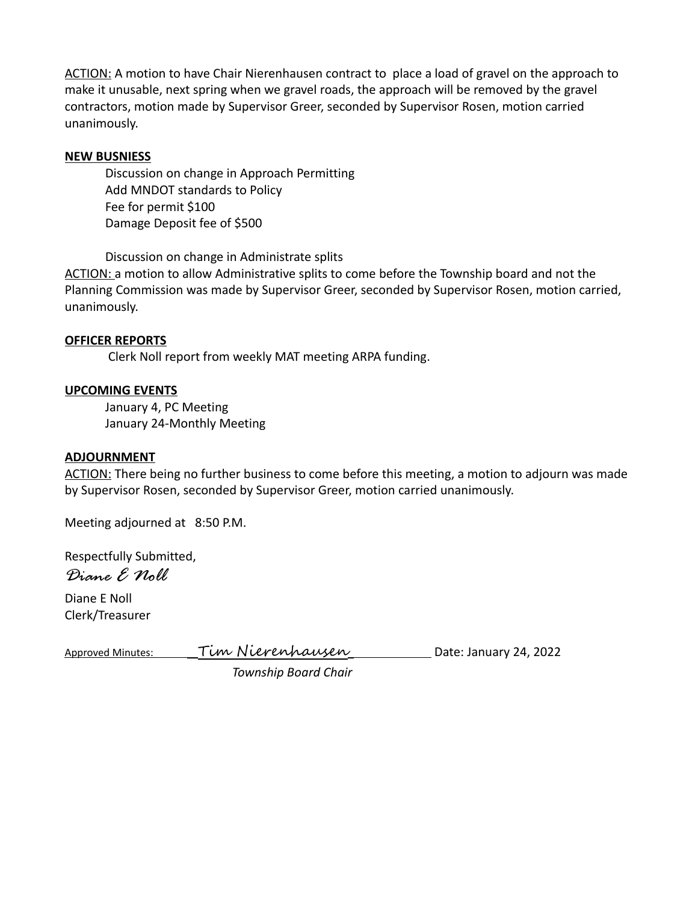ACTION: A motion to have Chair Nierenhausen contract to place a load of gravel on the approach to make it unusable, next spring when we gravel roads, the approach will be removed by the gravel contractors, motion made by Supervisor Greer, seconded by Supervisor Rosen, motion carried unanimously.

**NEW BUSNIESS**

Discussion on change in Approach Permitting
Add MNDOT standards to Policy
Fee for permit $100
Damage Deposit fee of $500

Discussion on change in Administrate splits

ACTION: a motion to allow Administrative splits to come before the Township board and not the Planning Commission was made by Supervisor Greer, seconded by Supervisor Rosen, motion carried, unanimously.

**OFFICER REPORTS**

Clerk Noll report from weekly MAT meeting ARPA funding.

**UPCOMING EVENTS**

January 4, PC Meeting
January 24-Monthly Meeting

**ADJOURNMENT**

ACTION: There being no further business to come before this meeting, a motion to adjourn was made by Supervisor Rosen, seconded by Supervisor Greer, motion carried unanimously.

Meeting adjourned at 8:50 P.M.

Respectfully Submitted,

*Diane E Noll*

Diane E Noll
Clerk/Treasurer

Approved Minutes: Tim Nierenhausen Date: January 24, 2022

*Township Board Chair*